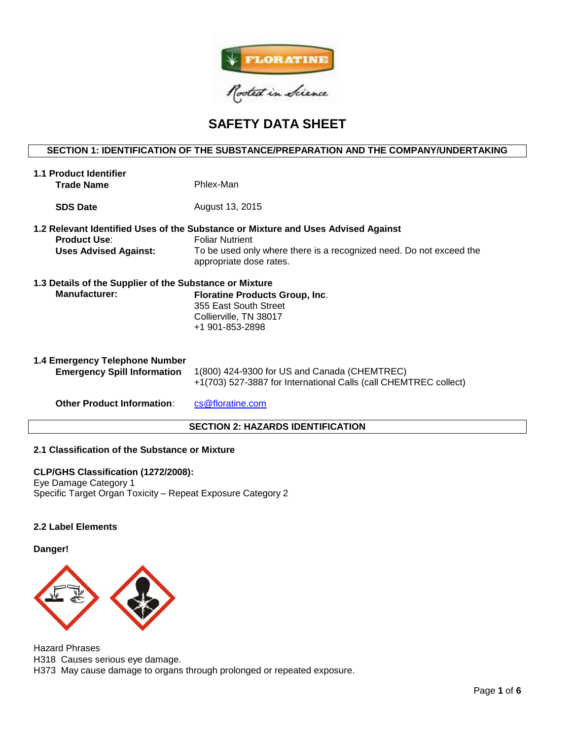FLORATINE

*Rooted in Science*

# SAFETY DATA SHEET

## SECTION 1: IDENTIFICATION OF THE SUBSTANCE/PREPARATION AND THE COMPANY/UNDERTAKING

### 1.1 Product Identifier

**Trade Name** Phlex-Man

**SDS Date** August 13, 2015

### 1.2 Relevant Identified Uses of the Substance or Mixture and Uses Advised Against

**Product Use**: Foliar Nutrient

**Uses Advised Against:** To be used only where there is a recognized need. Do not exceed the appropriate dose rates.

### 1.3 Details of the Supplier of the Substance or Mixture

**Manufacturer:** **Floratine Products Group, Inc**.
355 East South Street
Collierville, TN 38017
+1 901-853-2898

### 1.4 Emergency Telephone Number

**Emergency Spill Information** 1(800) 424-9300 for US and Canada (CHEMTREC)
+1(703) 527-3887 for International Calls (call CHEMTREC collect)

**Other Product Information**: cs@floratine.com

## SECTION 2: HAZARDS IDENTIFICATION

### 2.1 Classification of the Substance or Mixture

**CLP/GHS Classification (1272/2008):**
Eye Damage Category 1
Specific Target Organ Toxicity – Repeat Exposure Category 2

### 2.2 Label Elements

**Danger!**

Hazard Phrases
H318 Causes serious eye damage.
H373 May cause damage to organs through prolonged or repeated exposure.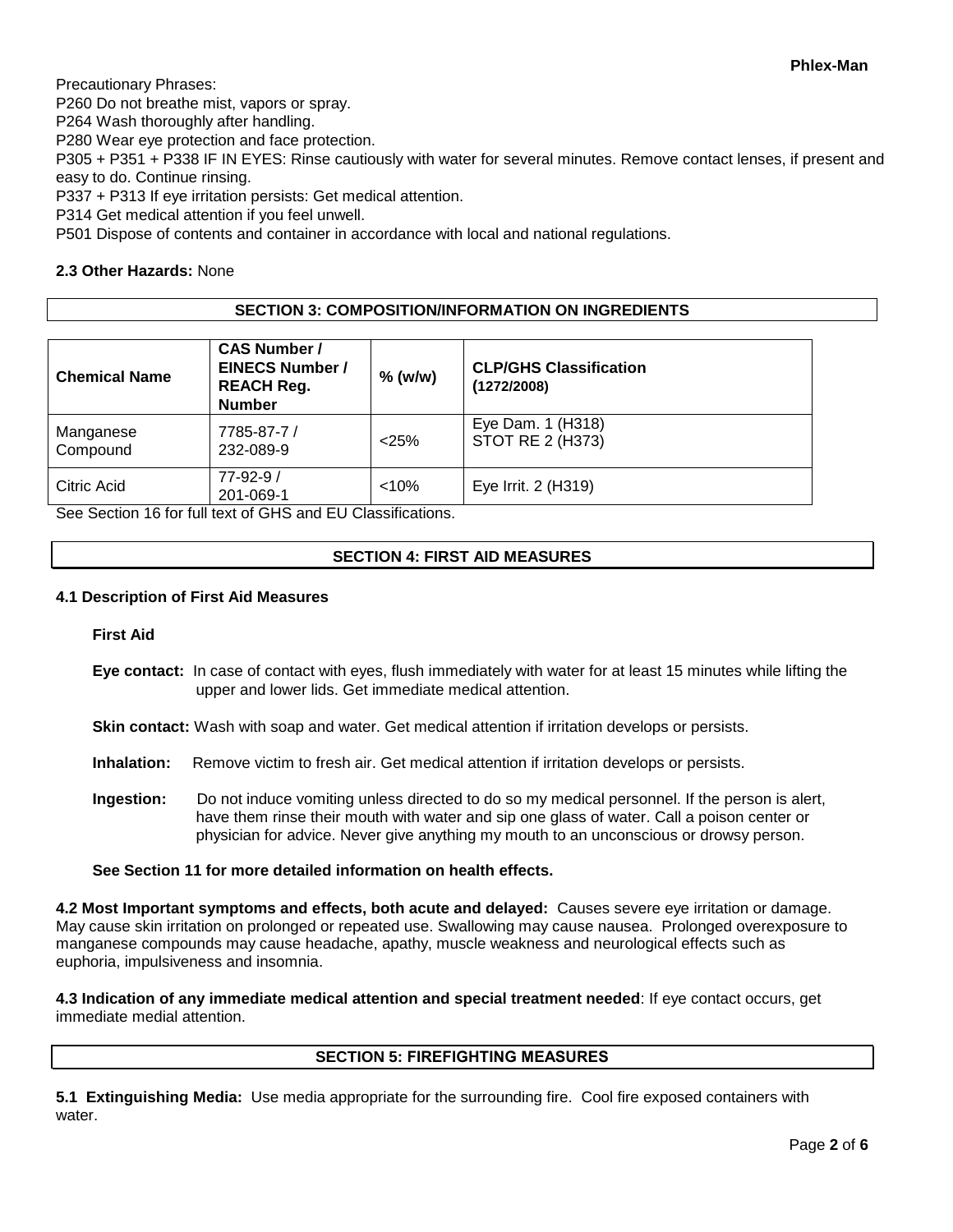Precautionary Phrases:
P260 Do not breathe mist, vapors or spray.
P264 Wash thoroughly after handling.
P280 Wear eye protection and face protection.
P305 + P351 + P338 IF IN EYES: Rinse cautiously with water for several minutes. Remove contact lenses, if present and easy to do. Continue rinsing.
P337 + P313 If eye irritation persists: Get medical attention.
P314 Get medical attention if you feel unwell.
P501 Dispose of contents and container in accordance with local and national regulations.

**2.3 Other Hazards:** None

## SECTION 3: COMPOSITION/INFORMATION ON INGREDIENTS

| Chemical Name | CAS Number / EINECS Number / REACH Reg. Number | % (w/w) | CLP/GHS Classification (1272/2008) |
|---|---|---|---|
| Manganese Compound | 7785-87-7 / 232-089-9 | <25% | Eye Dam. 1 (H318) STOT RE 2 (H373) |
| Citric Acid | 77-92-9 / 201-069-1 | <10% | Eye Irrit. 2 (H319) |

See Section 16 for full text of GHS and EU Classifications.

## SECTION 4: FIRST AID MEASURES

### 4.1 Description of First Aid Measures

**First Aid**

**Eye contact:** In case of contact with eyes, flush immediately with water for at least 15 minutes while lifting the upper and lower lids. Get immediate medical attention.

**Skin contact:** Wash with soap and water. Get medical attention if irritation develops or persists.

**Inhalation:** Remove victim to fresh air. Get medical attention if irritation develops or persists.

**Ingestion:** Do not induce vomiting unless directed to do so my medical personnel. If the person is alert, have them rinse their mouth with water and sip one glass of water. Call a poison center or physician for advice. Never give anything my mouth to an unconscious or drowsy person.

**See Section 11 for more detailed information on health effects.**

**4.2 Most Important symptoms and effects, both acute and delayed:** Causes severe eye irritation or damage. May cause skin irritation on prolonged or repeated use. Swallowing may cause nausea. Prolonged overexposure to manganese compounds may cause headache, apathy, muscle weakness and neurological effects such as euphoria, impulsiveness and insomnia.

**4.3 Indication of any immediate medical attention and special treatment needed**: If eye contact occurs, get immediate medial attention.

## SECTION 5: FIREFIGHTING MEASURES

**5.1 Extinguishing Media:** Use media appropriate for the surrounding fire. Cool fire exposed containers with water.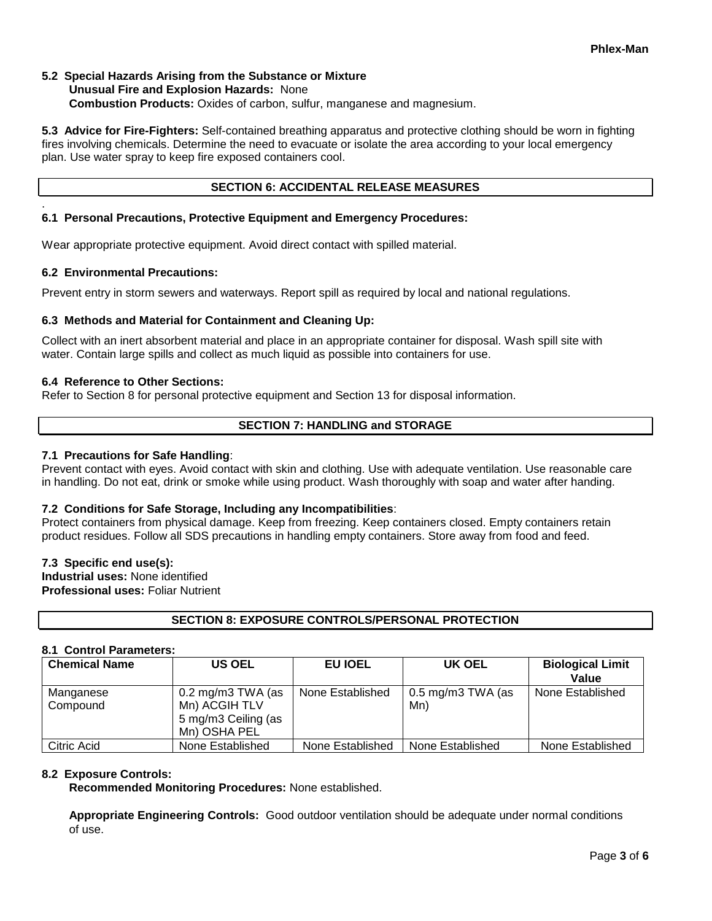**5.2 Special Hazards Arising from the Substance or Mixture**

**Unusual Fire and Explosion Hazards:** None

**Combustion Products:** Oxides of carbon, sulfur, manganese and magnesium.

**5.3 Advice for Fire-Fighters:** Self-contained breathing apparatus and protective clothing should be worn in fighting fires involving chemicals. Determine the need to evacuate or isolate the area according to your local emergency plan. Use water spray to keep fire exposed containers cool.

## SECTION 6: ACCIDENTAL RELEASE MEASURES

### 6.1 Personal Precautions, Protective Equipment and Emergency Procedures:

Wear appropriate protective equipment. Avoid direct contact with spilled material.

### 6.2 Environmental Precautions:

Prevent entry in storm sewers and waterways. Report spill as required by local and national regulations.

### 6.3 Methods and Material for Containment and Cleaning Up:

Collect with an inert absorbent material and place in an appropriate container for disposal. Wash spill site with water. Contain large spills and collect as much liquid as possible into containers for use.

### 6.4 Reference to Other Sections:

Refer to Section 8 for personal protective equipment and Section 13 for disposal information.

## SECTION 7: HANDLING and STORAGE

**7.1 Precautions for Safe Handling**:
Prevent contact with eyes. Avoid contact with skin and clothing. Use with adequate ventilation. Use reasonable care in handling. Do not eat, drink or smoke while using product. Wash thoroughly with soap and water after handing.

**7.2 Conditions for Safe Storage, Including any Incompatibilities**:
Protect containers from physical damage. Keep from freezing. Keep containers closed. Empty containers retain product residues. Follow all SDS precautions in handling empty containers. Store away from food and feed.

**7.3 Specific end use(s):**
**Industrial uses:** None identified
**Professional uses:** Foliar Nutrient

## SECTION 8: EXPOSURE CONTROLS/PERSONAL PROTECTION

**8.1 Control Parameters:**

| Chemical Name | US OEL | EU IOEL | UK OEL | Biological Limit Value |
|---|---|---|---|---|
| Manganese Compound | 0.2 mg/m3 TWA (as Mn) ACGIH TLV 5 mg/m3 Ceiling (as Mn) OSHA PEL | None Established | 0.5 mg/m3 TWA (as Mn) | None Established |
| Citric Acid | None Established | None Established | None Established | None Established |

**8.2 Exposure Controls:**

**Recommended Monitoring Procedures:** None established.

**Appropriate Engineering Controls:** Good outdoor ventilation should be adequate under normal conditions of use.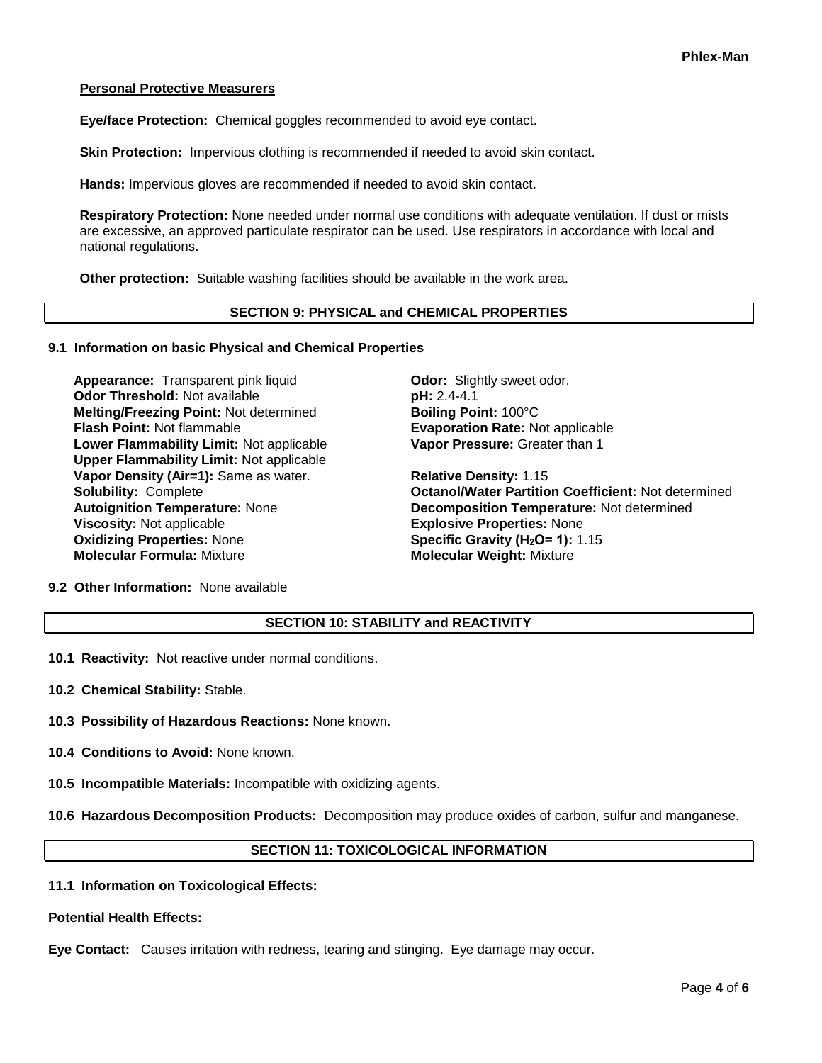**Personal Protective Measurers**

**Eye/face Protection:** Chemical goggles recommended to avoid eye contact.

**Skin Protection:** Impervious clothing is recommended if needed to avoid skin contact.

**Hands:** Impervious gloves are recommended if needed to avoid skin contact.

**Respiratory Protection:** None needed under normal use conditions with adequate ventilation. If dust or mists are excessive, an approved particulate respirator can be used. Use respirators in accordance with local and national regulations.

**Other protection:** Suitable washing facilities should be available in the work area.

## SECTION 9: PHYSICAL and CHEMICAL PROPERTIES

### 9.1 Information on basic Physical and Chemical Properties

**Appearance:** Transparent pink liquid
**Odor Threshold:** Not available
**Melting/Freezing Point:** Not determined
**Flash Point:** Not flammable
**Lower Flammability Limit:** Not applicable
**Upper Flammability Limit:** Not applicable
**Vapor Density (Air=1):** Same as water.
**Solubility:** Complete
**Autoignition Temperature:** None
**Viscosity:** Not applicable
**Oxidizing Properties:** None
**Molecular Formula:** Mixture

**Odor:** Slightly sweet odor.
**pH:** 2.4-4.1
**Boiling Point:** 100°C
**Evaporation Rate:** Not applicable
**Vapor Pressure:** Greater than 1

**Relative Density:** 1.15
**Octanol/Water Partition Coefficient:** Not determined
**Decomposition Temperature:** Not determined
**Explosive Properties:** None
**Specific Gravity ($H_2O$= 1):** 1.15
**Molecular Weight:** Mixture

### 9.2 Other Information: None available

## SECTION 10: STABILITY and REACTIVITY

**10.1 Reactivity:** Not reactive under normal conditions.

**10.2 Chemical Stability:** Stable.

**10.3 Possibility of Hazardous Reactions:** None known.

**10.4 Conditions to Avoid:** None known.

**10.5 Incompatible Materials:** Incompatible with oxidizing agents.

**10.6 Hazardous Decomposition Products:** Decomposition may produce oxides of carbon, sulfur and manganese.

## SECTION 11: TOXICOLOGICAL INFORMATION

### 11.1 Information on Toxicological Effects:

**Potential Health Effects:**

**Eye Contact:** Causes irritation with redness, tearing and stinging. Eye damage may occur.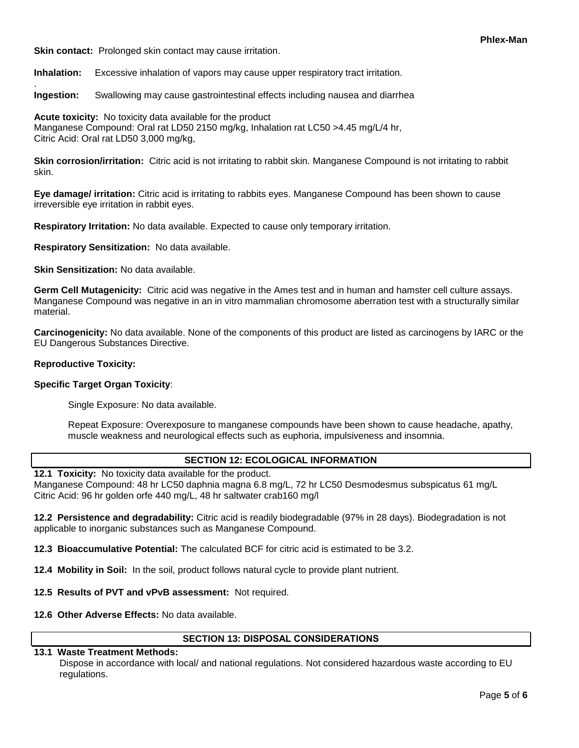**Skin contact:** Prolonged skin contact may cause irritation.

**Inhalation:** Excessive inhalation of vapors may cause upper respiratory tract irritation.

.

**Ingestion:** Swallowing may cause gastrointestinal effects including nausea and diarrhea

**Acute toxicity:** No toxicity data available for the product
Manganese Compound: Oral rat LD50 2150 mg/kg, Inhalation rat LC50 >4.45 mg/L/4 hr,
Citric Acid: Oral rat LD50 3,000 mg/kg,

**Skin corrosion/irritation:** Citric acid is not irritating to rabbit skin. Manganese Compound is not irritating to rabbit skin.

**Eye damage/ irritation:** Citric acid is irritating to rabbits eyes. Manganese Compound has been shown to cause irreversible eye irritation in rabbit eyes.

**Respiratory Irritation:** No data available. Expected to cause only temporary irritation.

**Respiratory Sensitization:** No data available.

**Skin Sensitization:** No data available.

**Germ Cell Mutagenicity:** Citric acid was negative in the Ames test and in human and hamster cell culture assays. Manganese Compound was negative in an in vitro mammalian chromosome aberration test with a structurally similar material.

**Carcinogenicity:** No data available. None of the components of this product are listed as carcinogens by IARC or the EU Dangerous Substances Directive.

**Reproductive Toxicity:**

**Specific Target Organ Toxicity**:

Single Exposure: No data available.

Repeat Exposure: Overexposure to manganese compounds have been shown to cause headache, apathy, muscle weakness and neurological effects such as euphoria, impulsiveness and insomnia.

## SECTION 12: ECOLOGICAL INFORMATION

**12.1 Toxicity:** No toxicity data available for the product.
Manganese Compound: 48 hr LC50 daphnia magna 6.8 mg/L, 72 hr LC50 Desmodesmus subspicatus 61 mg/L
Citric Acid: 96 hr golden orfe 440 mg/L, 48 hr saltwater crab160 mg/l

**12.2 Persistence and degradability:** Citric acid is readily biodegradable (97% in 28 days). Biodegradation is not applicable to inorganic substances such as Manganese Compound.

**12.3 Bioaccumulative Potential:** The calculated BCF for citric acid is estimated to be 3.2.

**12.4 Mobility in Soil:** In the soil, product follows natural cycle to provide plant nutrient.

**12.5 Results of PVT and vPvB assessment:** Not required.

**12.6 Other Adverse Effects:** No data available.

## SECTION 13: DISPOSAL CONSIDERATIONS

**13.1 Waste Treatment Methods:**
Dispose in accordance with local/ and national regulations. Not considered hazardous waste according to EU regulations.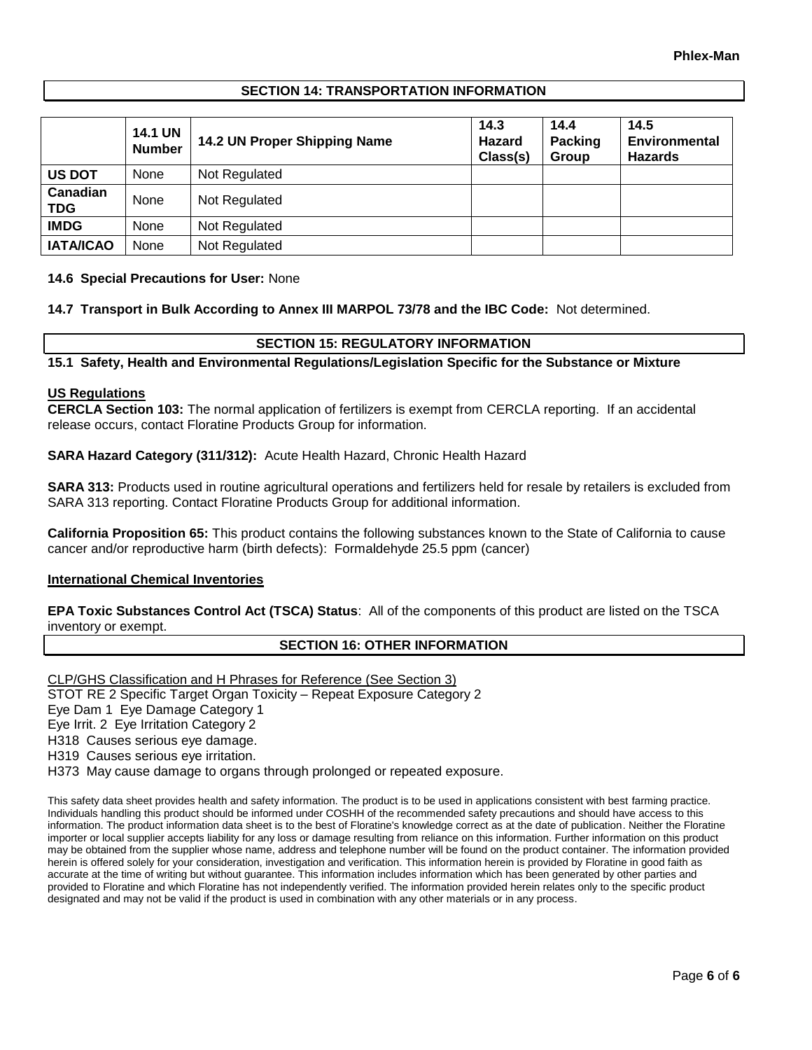## SECTION 14: TRANSPORTATION INFORMATION

| | 14.1 UN Number | 14.2 UN Proper Shipping Name | 14.3 Hazard Class(s) | 14.4 Packing Group | 14.5 Environmental Hazards |
|---|---|---|---|---|---|
| **US DOT** | None | Not Regulated | | | |
| **Canadian TDG** | None | Not Regulated | | | |
| **IMDG** | None | Not Regulated | | | |
| **IATA/ICAO** | None | Not Regulated | | | |

**14.6 Special Precautions for User:** None

**14.7 Transport in Bulk According to Annex III MARPOL 73/78 and the IBC Code:** Not determined.

## SECTION 15: REGULATORY INFORMATION

**15.1 Safety, Health and Environmental Regulations/Legislation Specific for the Substance or Mixture**

**US Regulations**

**CERCLA Section 103:** The normal application of fertilizers is exempt from CERCLA reporting. If an accidental release occurs, contact Floratine Products Group for information.

**SARA Hazard Category (311/312):** Acute Health Hazard, Chronic Health Hazard

**SARA 313:** Products used in routine agricultural operations and fertilizers held for resale by retailers is excluded from SARA 313 reporting. Contact Floratine Products Group for additional information.

**California Proposition 65:** This product contains the following substances known to the State of California to cause cancer and/or reproductive harm (birth defects): Formaldehyde 25.5 ppm (cancer)

**International Chemical Inventories**

**EPA Toxic Substances Control Act (TSCA) Status**: All of the components of this product are listed on the TSCA inventory or exempt.

## SECTION 16: OTHER INFORMATION

CLP/GHS Classification and H Phrases for Reference (See Section 3)
STOT RE 2 Specific Target Organ Toxicity – Repeat Exposure Category 2
Eye Dam 1 Eye Damage Category 1
Eye Irrit. 2 Eye Irritation Category 2
H318 Causes serious eye damage.
H319 Causes serious eye irritation.
H373 May cause damage to organs through prolonged or repeated exposure.

This safety data sheet provides health and safety information. The product is to be used in applications consistent with best farming practice. Individuals handling this product should be informed under COSHH of the recommended safety precautions and should have access to this information. The product information data sheet is to the best of Floratine's knowledge correct as at the date of publication. Neither the Floratine importer or local supplier accepts liability for any loss or damage resulting from reliance on this information. Further information on this product may be obtained from the supplier whose name, address and telephone number will be found on the product container. The information provided herein is offered solely for your consideration, investigation and verification. This information herein is provided by Floratine in good faith as accurate at the time of writing but without guarantee. This information includes information which has been generated by other parties and provided to Floratine and which Floratine has not independently verified. The information provided herein relates only to the specific product designated and may not be valid if the product is used in combination with any other materials or in any process.